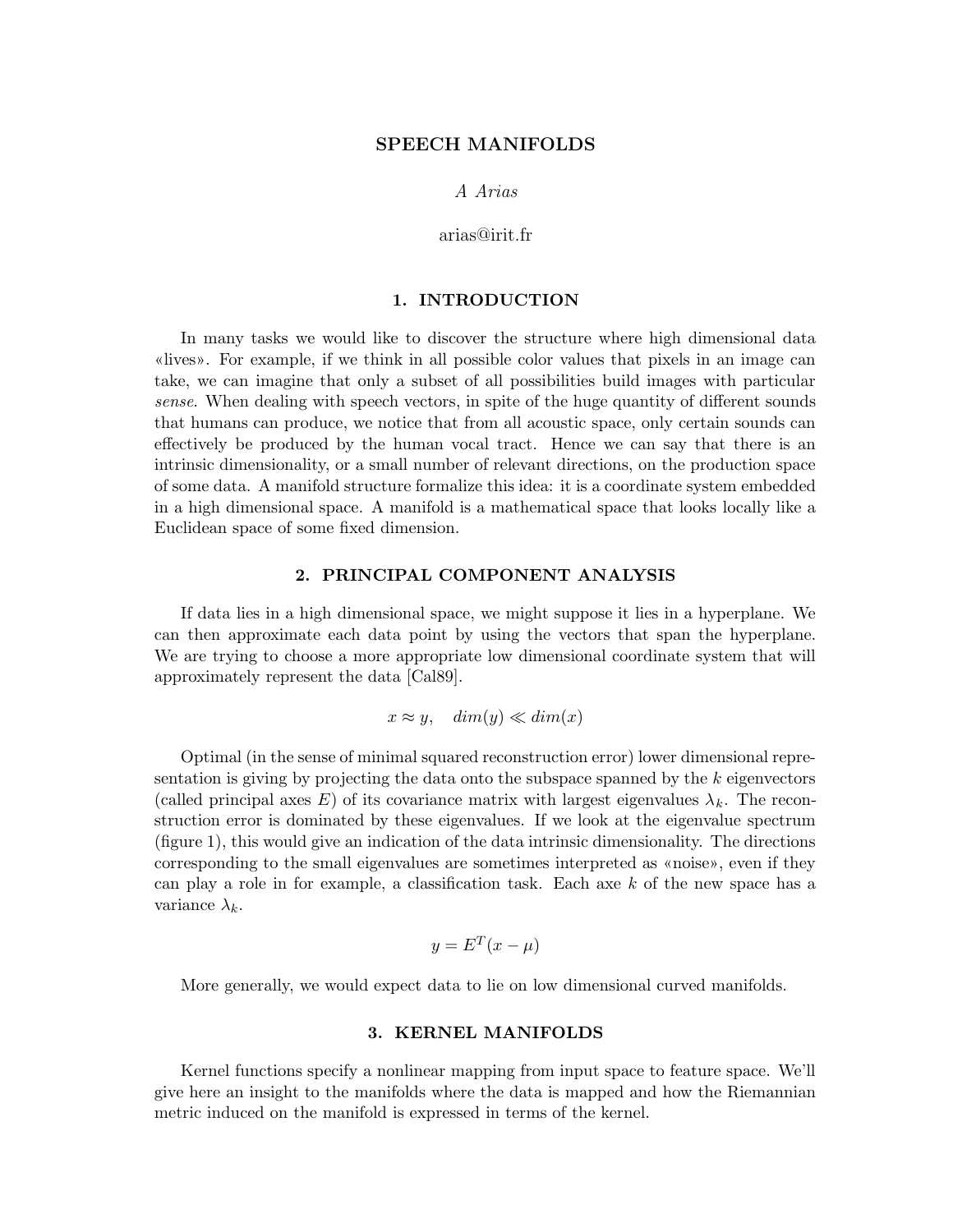# SPEECH MANIFOLDS

*A Arias*

arias@irit.fr

## 1. INTRODUCTION

In many tasks we would like to discover the structure where high dimensional data «lives». For example, if we think in all possible color values that pixels in an image can take, we can imagine that only a subset of all possibilities build images with particular *sense*. When dealing with speech vectors, in spite of the huge quantity of different sounds that humans can produce, we notice that from all acoustic space, only certain sounds can effectively be produced by the human vocal tract. Hence we can say that there is an intrinsic dimensionality, or a small number of relevant directions, on the production space of some data. A manifold structure formalize this idea: it is a coordinate system embedded in a high dimensional space. A manifold is a mathematical space that looks locally like a Euclidean space of some fixed dimension.

## 2. PRINCIPAL COMPONENT ANALYSIS

If data lies in a high dimensional space, we might suppose it lies in a hyperplane. We can then approximate each data point by using the vectors that span the hyperplane. We are trying to choose a more appropriate low dimensional coordinate system that will approximately represent the data [Cal89].

$$x \approx y, \quad dim(y) \ll dim(x)$$

Optimal (in the sense of minimal squared reconstruction error) lower dimensional representation is giving by projecting the data onto the subspace spanned by the $k$ eigenvectors (called principal axes $E$) of its covariance matrix with largest eigenvalues $\lambda_k$. The reconstruction error is dominated by these eigenvalues. If we look at the eigenvalue spectrum (figure 1), this would give an indication of the data intrinsic dimensionality. The directions corresponding to the small eigenvalues are sometimes interpreted as «noise», even if they can play a role in for example, a classification task. Each axe $k$ of the new space has a variance $\lambda_k$.

$$y = E^T(x - \mu)$$

More generally, we would expect data to lie on low dimensional curved manifolds.

## 3. KERNEL MANIFOLDS

Kernel functions specify a nonlinear mapping from input space to feature space. We'll give here an insight to the manifolds where the data is mapped and how the Riemannian metric induced on the manifold is expressed in terms of the kernel.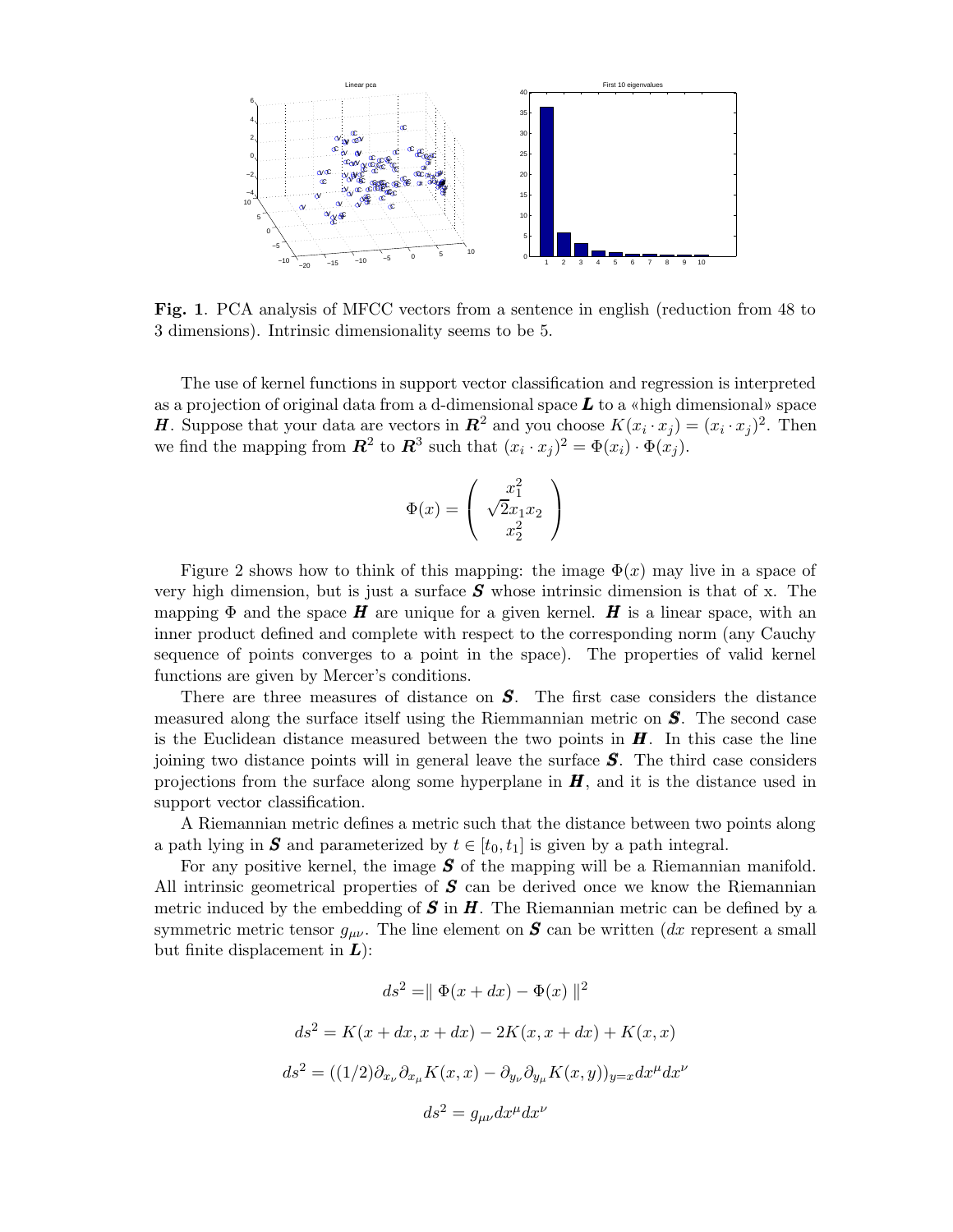**Fig. 1**. PCA analysis of MFCC vectors from a sentence in english (reduction from 48 to 3 dimensions). Intrinsic dimensionality seems to be 5.

The use of kernel functions in support vector classification and regression is interpreted as a projection of original data from a d-dimensional space $\boldsymbol{L}$ to a «high dimensional» space $\boldsymbol{H}$. Suppose that your data are vectors in $\boldsymbol{R}^2$ and you choose $K(x_i \cdot x_j) = (x_i \cdot x_j)^2$. Then we find the mapping from $\boldsymbol{R}^2$ to $\boldsymbol{R}^3$ such that $(x_i \cdot x_j)^2 = \Phi(x_i) \cdot \Phi(x_j)$.

$$\Phi(x) = \begin{pmatrix} x_1^2 \\ \sqrt{2}x_1 x_2 \\ x_2^2 \end{pmatrix}$$

Figure 2 shows how to think of this mapping: the image $\Phi(x)$ may live in a space of very high dimension, but is just a surface $\boldsymbol{S}$ whose intrinsic dimension is that of x. The mapping $\Phi$ and the space $\boldsymbol{H}$ are unique for a given kernel. $\boldsymbol{H}$ is a linear space, with an inner product defined and complete with respect to the corresponding norm (any Cauchy sequence of points converges to a point in the space). The properties of valid kernel functions are given by Mercer's conditions.

There are three measures of distance on $\boldsymbol{S}$. The first case considers the distance measured along the surface itself using the Riemmannian metric on $\boldsymbol{S}$. The second case is the Euclidean distance measured between the two points in $\boldsymbol{H}$. In this case the line joining two distance points will in general leave the surface $\boldsymbol{S}$. The third case considers projections from the surface along some hyperplane in $\boldsymbol{H}$, and it is the distance used in support vector classification.

A Riemannian metric defines a metric such that the distance between two points along a path lying in $\boldsymbol{S}$ and parameterized by $t \in [t_0, t_1]$ is given by a path integral.

For any positive kernel, the image $\boldsymbol{S}$ of the mapping will be a Riemannian manifold. All intrinsic geometrical properties of $\boldsymbol{S}$ can be derived once we know the Riemannian metric induced by the embedding of $\boldsymbol{S}$ in $\boldsymbol{H}$. The Riemannian metric can be defined by a symmetric metric tensor $g_{\mu\nu}$. The line element on $\boldsymbol{S}$ can be written ($dx$ represent a small but finite displacement in $\boldsymbol{L}$):

$$ds^2 = \| \Phi(x + dx) - \Phi(x) \|^2$$

$$ds^2 = K(x + dx, x + dx) - 2K(x, x + dx) + K(x, x)$$

$$ds^2 = ((1/2)\partial_{x_\nu} \partial_{x_\mu} K(x, x) - \partial_{y_\nu} \partial_{y_\mu} K(x, y))_{y=x} dx^\mu dx^\nu$$

$$ds^2 = g_{\mu\nu} dx^\mu dx^\nu$$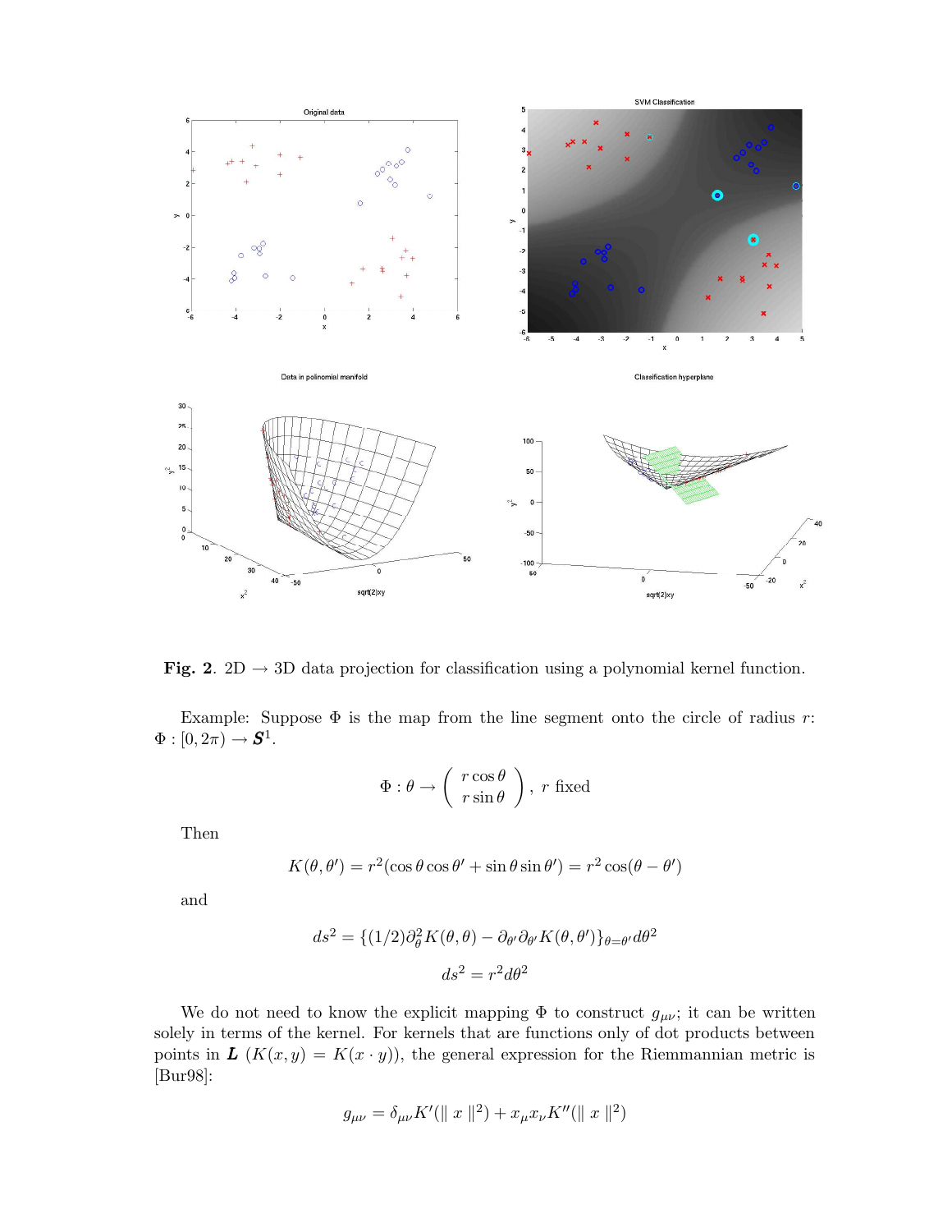**Fig. 2**. 2D → 3D data projection for classification using a polynomial kernel function.

Example: Suppose $\Phi$ is the map from the line segment onto the circle of radius $r$: $\Phi : [0, 2\pi) \rightarrow \boldsymbol{S}^1$.

$$\Phi : \theta \rightarrow \begin{pmatrix} r\cos\theta \\ r\sin\theta \end{pmatrix}, \ r \text{ fixed}$$

Then

$$K(\theta, \theta') = r^2(\cos\theta\cos\theta' + \sin\theta\sin\theta') = r^2\cos(\theta - \theta')$$

and

$$ds^2 = \{(1/2)\partial_\theta^2 K(\theta,\theta) - \partial_{\theta'}\partial_{\theta'} K(\theta,\theta')\}_{\theta=\theta'} d\theta^2$$

$$ds^2 = r^2 d\theta^2$$

We do not need to know the explicit mapping $\Phi$ to construct $g_{\mu\nu}$; it can be written solely in terms of the kernel. For kernels that are functions only of dot products between points in $\boldsymbol{L}$ ($K(x, y) = K(x \cdot y)$), the general expression for the Riemmannian metric is [Bur98]:

$$g_{\mu\nu} = \delta_{\mu\nu} K'(\parallel x \parallel^2) + x_\mu x_\nu K''(\parallel x \parallel^2)$$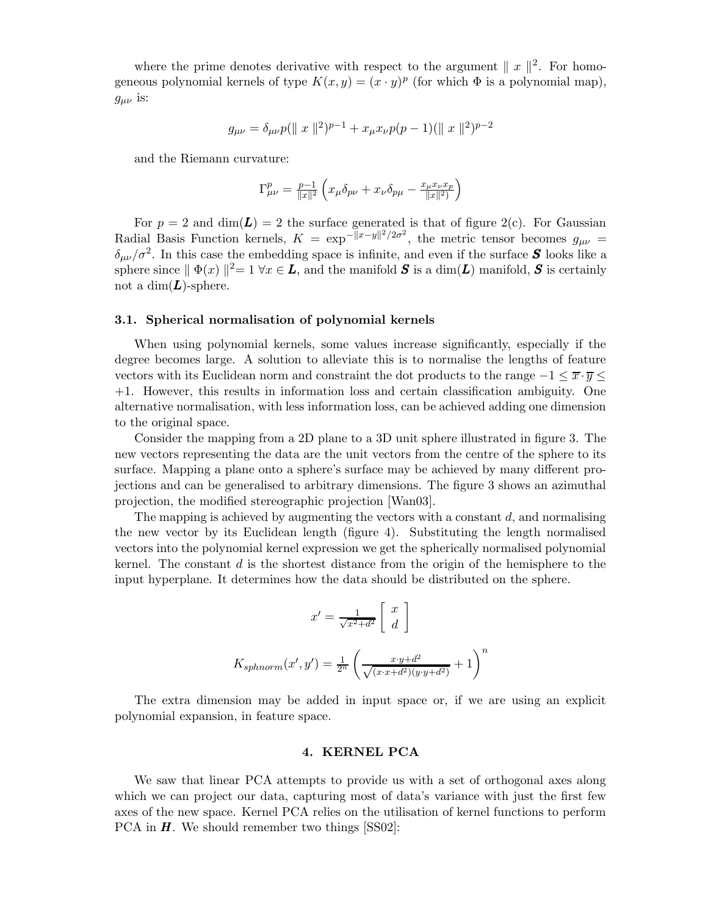where the prime denotes derivative with respect to the argument $\| x \|^2$. For homogeneous polynomial kernels of type $K(x, y) = (x \cdot y)^p$ (for which $\Phi$ is a polynomial map), $g_{\mu\nu}$ is:

$$g_{\mu\nu} = \delta_{\mu\nu} p (\| x \|^2)^{p-1} + x_\mu x_\nu p(p-1)(\| x \|^2)^{p-2}$$

and the Riemann curvature:

$$\Gamma^p_{\mu\nu} = \frac{p-1}{\|x\|^2} \left( x_\mu \delta_{p\nu} + x_\nu \delta_{p\mu} - \frac{x_\mu x_\nu x_p}{\|x\|^2)} \right)$$

For $p = 2$ and $\dim(\boldsymbol{L}) = 2$ the surface generated is that of figure 2(c). For Gaussian Radial Basis Function kernels, $K = \exp^{-\|x-y\|^2/2\sigma^2}$, the metric tensor becomes $g_{\mu\nu} = \delta_{\mu\nu}/\sigma^2$. In this case the embedding space is infinite, and even if the surface $\boldsymbol{S}$ looks like a sphere since $\| \Phi(x) \|^2 = 1 \; \forall x \in \boldsymbol{L}$, and the manifold $\boldsymbol{S}$ is a $\dim(\boldsymbol{L})$ manifold, $\boldsymbol{S}$ is certainly not a $\dim(\boldsymbol{L})$-sphere.

### 3.1. Spherical normalisation of polynomial kernels

When using polynomial kernels, some values increase significantly, especially if the degree becomes large. A solution to alleviate this is to normalise the lengths of feature vectors with its Euclidean norm and constraint the dot products to the range $-1 \leq \overline{x} \cdot \overline{y} \leq +1$. However, this results in information loss and certain classification ambiguity. One alternative normalisation, with less information loss, can be achieved adding one dimension to the original space.

Consider the mapping from a 2D plane to a 3D unit sphere illustrated in figure 3. The new vectors representing the data are the unit vectors from the centre of the sphere to its surface. Mapping a plane onto a sphere's surface may be achieved by many different projections and can be generalised to arbitrary dimensions. The figure 3 shows an azimuthal projection, the modified stereographic projection [Wan03].

The mapping is achieved by augmenting the vectors with a constant $d$, and normalising the new vector by its Euclidean length (figure 4). Substituting the length normalised vectors into the polynomial kernel expression we get the spherically normalised polynomial kernel. The constant $d$ is the shortest distance from the origin of the hemisphere to the input hyperplane. It determines how the data should be distributed on the sphere.

$$x' = \frac{1}{\sqrt{x^2+d^2}} \begin{bmatrix} x \\ d \end{bmatrix}$$

$$K_{sphnorm}(x', y') = \frac{1}{2^n} \left( \frac{x \cdot y + d^2}{\sqrt{(x \cdot x + d^2)(y \cdot y + d^2)}} + 1 \right)^n$$

The extra dimension may be added in input space or, if we are using an explicit polynomial expansion, in feature space.

## 4. KERNEL PCA

We saw that linear PCA attempts to provide us with a set of orthogonal axes along which we can project our data, capturing most of data's variance with just the first few axes of the new space. Kernel PCA relies on the utilisation of kernel functions to perform PCA in $\boldsymbol{H}$. We should remember two things [SS02]: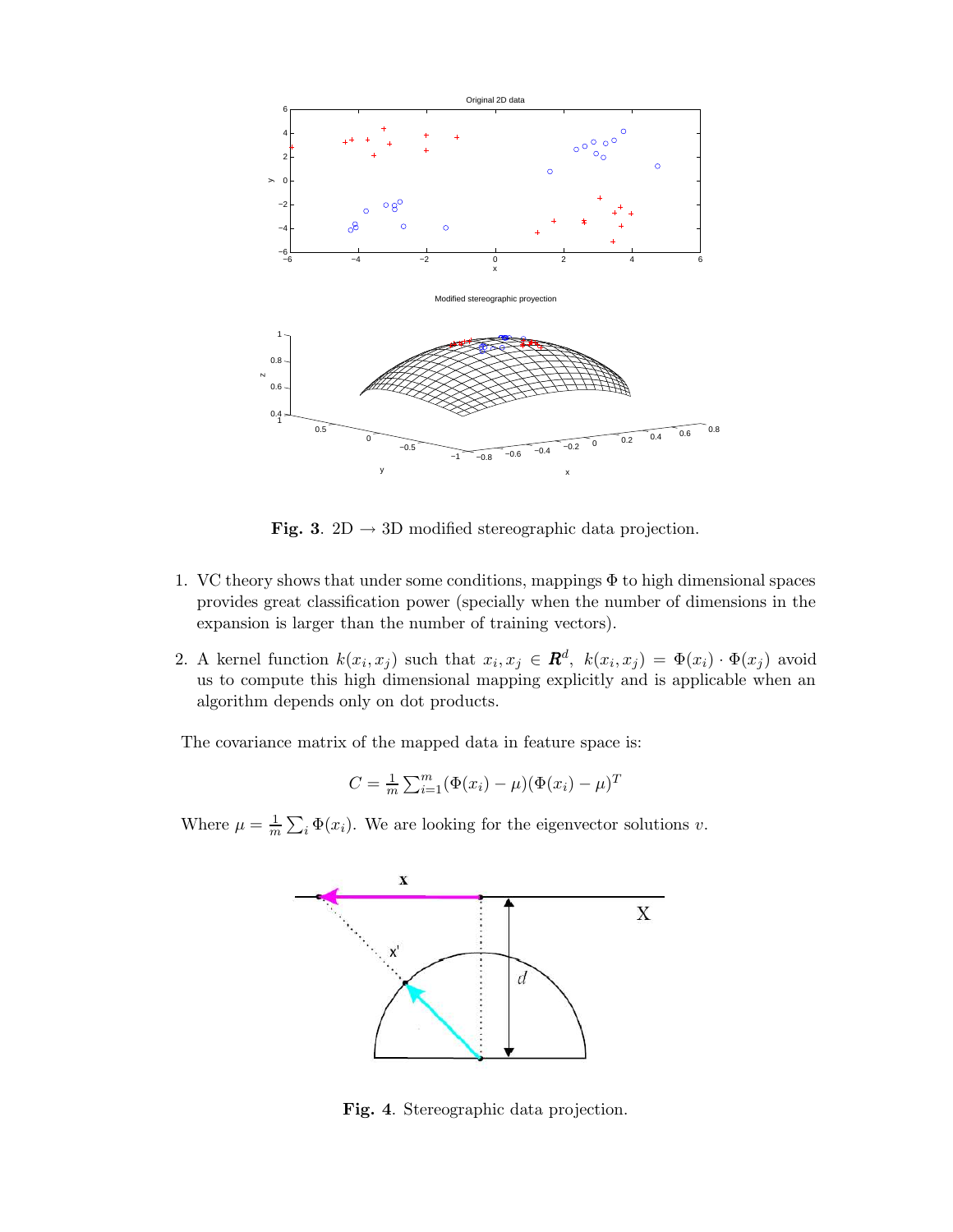**Fig. 3**. 2D → 3D modified stereographic data projection.

1. VC theory shows that under some conditions, mappings $\Phi$ to high dimensional spaces provides great classification power (specially when the number of dimensions in the expansion is larger than the number of training vectors).
2. A kernel function $k(x_i, x_j)$ such that $x_i, x_j \in \boldsymbol{R}^d,\ k(x_i, x_j) = \Phi(x_i) \cdot \Phi(x_j)$ avoid us to compute this high dimensional mapping explicitly and is applicable when an algorithm depends only on dot products.

The covariance matrix of the mapped data in feature space is:

$$C = \frac{1}{m} \sum_{i=1}^{m} (\Phi(x_i) - \mu)(\Phi(x_i) - \mu)^T$$

Where $\mu = \frac{1}{m} \sum_i \Phi(x_i)$. We are looking for the eigenvector solutions $v$.

**Fig. 4**. Stereographic data projection.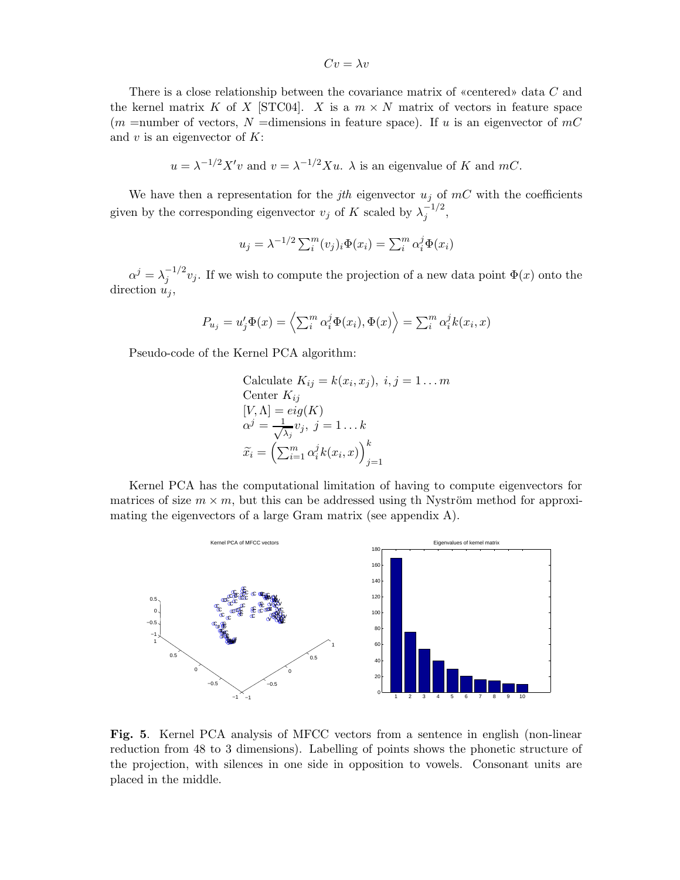$$Cv = \lambda v$$

There is a close relationship between the covariance matrix of «centered» data $C$ and the kernel matrix $K$ of $X$ [STC04]. $X$ is a $m \times N$ matrix of vectors in feature space ($m$ =number of vectors, $N$ =dimensions in feature space). If $u$ is an eigenvector of $mC$ and $v$ is an eigenvector of $K$:

$$u = \lambda^{-1/2} X' v \text{ and } v = \lambda^{-1/2} X u. \ \lambda \text{ is an eigenvalue of } K \text{ and } mC.$$

We have then a representation for the *jth* eigenvector $u_j$ of $mC$ with the coefficients given by the corresponding eigenvector $v_j$ of $K$ scaled by $\lambda_j^{-1/2}$,

$$u_j = \lambda^{-1/2} \sum_i^m (v_j)_i \Phi(x_i) = \sum_i^m \alpha_i^j \Phi(x_i)$$

$\alpha^j = \lambda_j^{-1/2} v_j$. If we wish to compute the projection of a new data point $\Phi(x)$ onto the direction $u_j$,

$$P_{u_j} = u_j' \Phi(x) = \left\langle \sum_i^m \alpha_i^j \Phi(x_i), \Phi(x) \right\rangle = \sum_i^m \alpha_i^j k(x_i, x)$$

Pseudo-code of the Kernel PCA algorithm:

$$\begin{array}{l} \text{Calculate } K_{ij} = k(x_i, x_j), \ i, j = 1 \ldots m \\ \text{Center } K_{ij} \\ [V, \Lambda] = eig(K) \\ \alpha^j = \frac{1}{\sqrt{\lambda_j}} v_j, \ j = 1 \ldots k \\ \widetilde{x}_i = \left( \sum_{i=1}^m \alpha_i^j k(x_i, x) \right)_{j=1}^k \end{array}$$

Kernel PCA has the computational limitation of having to compute eigenvectors for matrices of size $m \times m$, but this can be addressed using th Nyström method for approximating the eigenvectors of a large Gram matrix (see appendix A).

**Fig. 5**. Kernel PCA analysis of MFCC vectors from a sentence in english (non-linear reduction from 48 to 3 dimensions). Labelling of points shows the phonetic structure of the projection, with silences in one side in opposition to vowels. Consonant units are placed in the middle.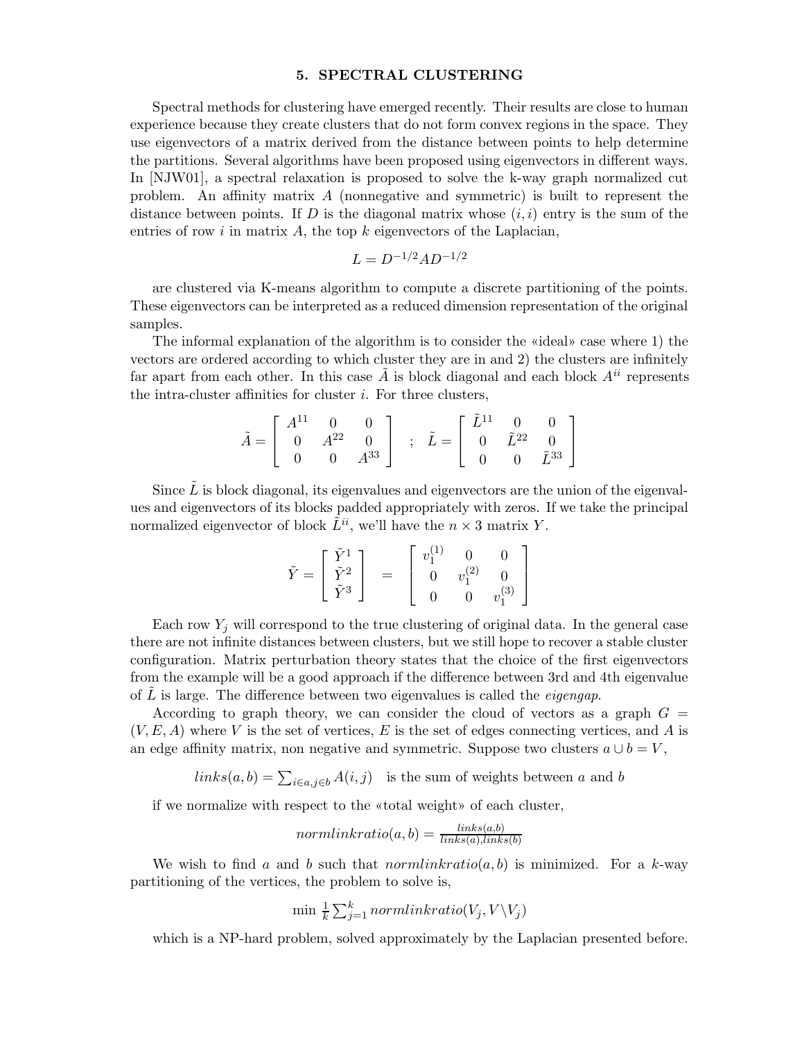## 5. SPECTRAL CLUSTERING

Spectral methods for clustering have emerged recently. Their results are close to human experience because they create clusters that do not form convex regions in the space. They use eigenvectors of a matrix derived from the distance between points to help determine the partitions. Several algorithms have been proposed using eigenvectors in different ways. In [NJW01], a spectral relaxation is proposed to solve the k-way graph normalized cut problem. An affinity matrix $A$ (nonnegative and symmetric) is built to represent the distance between points. If $D$ is the diagonal matrix whose $(i, i)$ entry is the sum of the entries of row $i$ in matrix $A$, the top $k$ eigenvectors of the Laplacian,

$$L = D^{-1/2} A D^{-1/2}$$

are clustered via K-means algorithm to compute a discrete partitioning of the points. These eigenvectors can be interpreted as a reduced dimension representation of the original samples.

The informal explanation of the algorithm is to consider the «ideal» case where 1) the vectors are ordered according to which cluster they are in and 2) the clusters are infinitely far apart from each other. In this case $\tilde{A}$ is block diagonal and each block $A^{ii}$ represents the intra-cluster affinities for cluster $i$. For three clusters,

$$\tilde{A} = \begin{bmatrix} A^{11} & 0 & 0 \\ 0 & A^{22} & 0 \\ 0 & 0 & A^{33} \end{bmatrix} \quad ; \quad \tilde{L} = \begin{bmatrix} \tilde{L}^{11} & 0 & 0 \\ 0 & \tilde{L}^{22} & 0 \\ 0 & 0 & \tilde{L}^{33} \end{bmatrix}$$

Since $\tilde{L}$ is block diagonal, its eigenvalues and eigenvectors are the union of the eigenvalues and eigenvectors of its blocks padded appropriately with zeros. If we take the principal normalized eigenvector of block $\tilde{L}^{ii}$, we'll have the $n \times 3$ matrix $Y$.

$$\tilde{Y} = \begin{bmatrix} \tilde{Y}^1 \\ \tilde{Y}^2 \\ \tilde{Y}^3 \end{bmatrix} = \begin{bmatrix} v_1^{(1)} & 0 & 0 \\ 0 & v_1^{(2)} & 0 \\ 0 & 0 & v_1^{(3)} \end{bmatrix}$$

Each row $Y_j$ will correspond to the true clustering of original data. In the general case there are not infinite distances between clusters, but we still hope to recover a stable cluster configuration. Matrix perturbation theory states that the choice of the first eigenvectors from the example will be a good approach if the difference between 3rd and 4th eigenvalue of $\tilde{L}$ is large. The difference between two eigenvalues is called the *eigengap*.

According to graph theory, we can consider the cloud of vectors as a graph $G = (V, E, A)$ where $V$ is the set of vertices, $E$ is the set of edges connecting vertices, and $A$ is an edge affinity matrix, non negative and symmetric. Suppose two clusters $a \cup b = V$,

$$links(a, b) = \sum_{i \in a, j \in b} A(i, j) \quad \text{is the sum of weights between } a \text{ and } b$$

if we normalize with respect to the «total weight» of each cluster,

$$normlinkratio(a, b) = \frac{links(a,b)}{links(a), links(b)}$$

We wish to find $a$ and $b$ such that $normlinkratio(a, b)$ is minimized. For a $k$-way partitioning of the vertices, the problem to solve is,

$$\min \frac{1}{k} \sum_{j=1}^{k} normlinkratio(V_j, V \backslash V_j)$$

which is a NP-hard problem, solved approximately by the Laplacian presented before.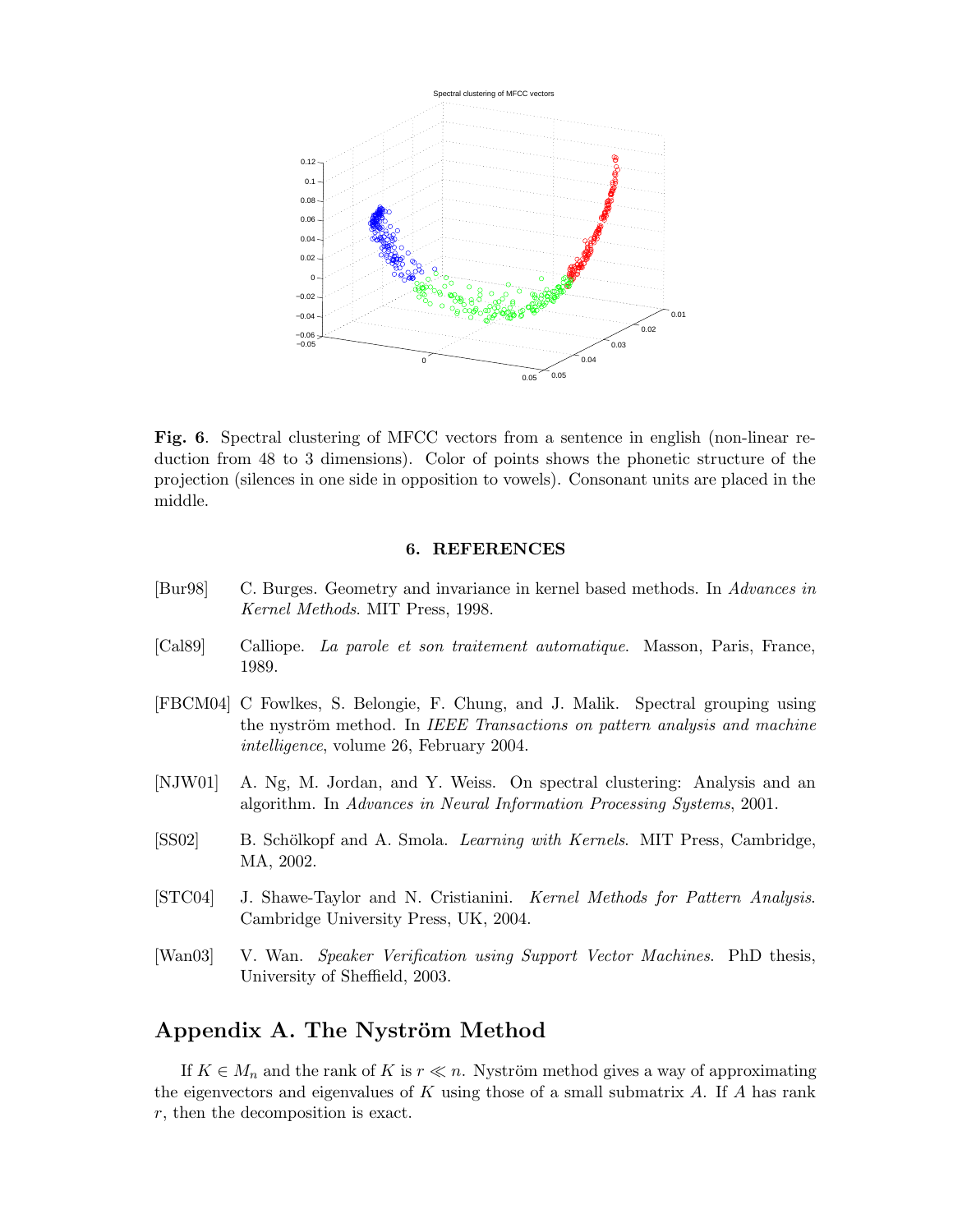**Fig. 6**. Spectral clustering of MFCC vectors from a sentence in english (non-linear reduction from 48 to 3 dimensions). Color of points shows the phonetic structure of the projection (silences in one side in opposition to vowels). Consonant units are placed in the middle.

### 6. REFERENCES

[Bur98] C. Burges. Geometry and invariance in kernel based methods. In *Advances in Kernel Methods*. MIT Press, 1998.

[Cal89] Calliope. *La parole et son traitement automatique*. Masson, Paris, France, 1989.

[FBCM04] C Fowlkes, S. Belongie, F. Chung, and J. Malik. Spectral grouping using the nyström method. In *IEEE Transactions on pattern analysis and machine intelligence*, volume 26, February 2004.

[NJW01] A. Ng, M. Jordan, and Y. Weiss. On spectral clustering: Analysis and an algorithm. In *Advances in Neural Information Processing Systems*, 2001.

[SS02] B. Schölkopf and A. Smola. *Learning with Kernels*. MIT Press, Cambridge, MA, 2002.

[STC04] J. Shawe-Taylor and N. Cristianini. *Kernel Methods for Pattern Analysis*. Cambridge University Press, UK, 2004.

[Wan03] V. Wan. *Speaker Verification using Support Vector Machines*. PhD thesis, University of Sheffield, 2003.

## Appendix A. The Nyström Method

If $K \in M_n$ and the rank of $K$ is $r \ll n$. Nyström method gives a way of approximating the eigenvectors and eigenvalues of $K$ using those of a small submatrix $A$. If $A$ has rank $r$, then the decomposition is exact.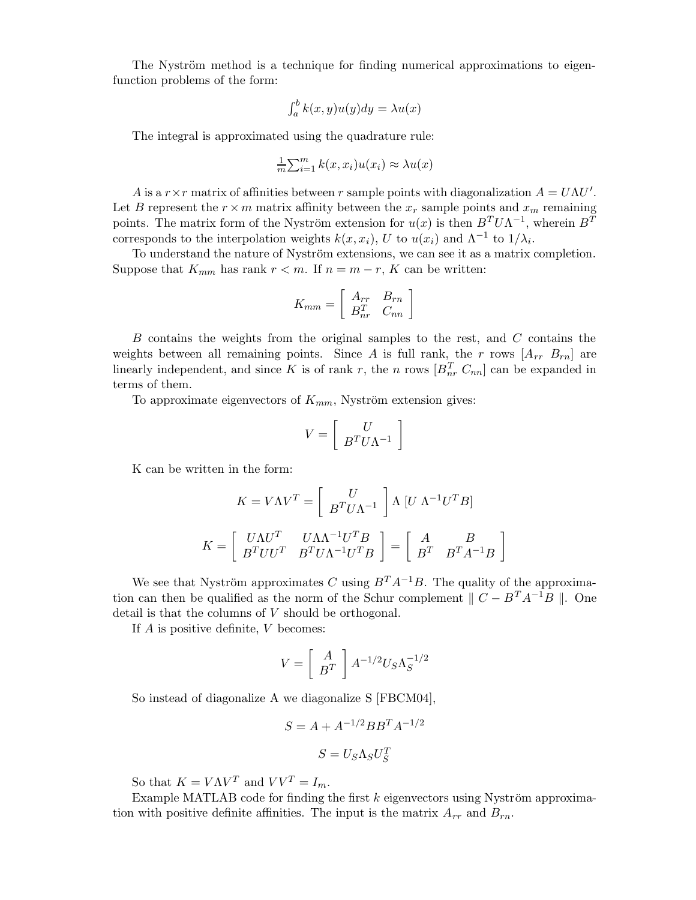The Nyström method is a technique for finding numerical approximations to eigenfunction problems of the form:

$$\int_a^b k(x,y)u(y)dy = \lambda u(x)$$

The integral is approximated using the quadrature rule:

$$\frac{1}{m}\sum_{i=1}^{m} k(x,x_i)u(x_i) \approx \lambda u(x)$$

$A$ is a $r \times r$ matrix of affinities between $r$ sample points with diagonalization $A = U\Lambda U'$. Let $B$ represent the $r \times m$ matrix affinity between the $x_r$ sample points and $x_m$ remaining points. The matrix form of the Nyström extension for $u(x)$ is then $B^T U \Lambda^{-1}$, wherein $B^T$ corresponds to the interpolation weights $k(x,x_i)$, $U$ to $u(x_i)$ and $\Lambda^{-1}$ to $1/\lambda_i$.

To understand the nature of Nyström extensions, we can see it as a matrix completion. Suppose that $K_{mm}$ has rank $r < m$. If $n = m - r$, $K$ can be written:

$$K_{mm} = \begin{bmatrix} A_{rr} & B_{rn} \\ B_{nr}^T & C_{nn} \end{bmatrix}$$

$B$ contains the weights from the original samples to the rest, and $C$ contains the weights between all remaining points. Since $A$ is full rank, the $r$ rows $[A_{rr}\ B_{rn}]$ are linearly independent, and since $K$ is of rank $r$, the $n$ rows $[B_{nr}^T\ C_{nn}]$ can be expanded in terms of them.

To approximate eigenvectors of $K_{mm}$, Nyström extension gives:

$$V = \begin{bmatrix} U \\ B^T U \Lambda^{-1} \end{bmatrix}$$

K can be written in the form:

$$K = V\Lambda V^T = \begin{bmatrix} U \\ B^T U \Lambda^{-1} \end{bmatrix} \Lambda \ [U \ \Lambda^{-1} U^T B]$$

$$K = \begin{bmatrix} U\Lambda U^T & U\Lambda\Lambda^{-1}U^T B \\ B^T U U^T & B^T U \Lambda^{-1} U^T B \end{bmatrix} = \begin{bmatrix} A & B \\ B^T & B^T A^{-1} B \end{bmatrix}$$

We see that Nyström approximates $C$ using $B^T A^{-1} B$. The quality of the approximation can then be qualified as the norm of the Schur complement $\| C - B^T A^{-1} B \|$. One detail is that the columns of $V$ should be orthogonal.

If $A$ is positive definite, $V$ becomes:

$$V = \begin{bmatrix} A \\ B^T \end{bmatrix} A^{-1/2} U_S \Lambda_S^{-1/2}$$

So instead of diagonalize A we diagonalize S [FBCM04],

$$S = A + A^{-1/2} B B^T A^{-1/2}$$

$$S = U_S \Lambda_S U_S^T$$

So that $K = V\Lambda V^T$ and $VV^T = I_m$.

Example MATLAB code for finding the first $k$ eigenvectors using Nyström approximation with positive definite affinities. The input is the matrix $A_{rr}$ and $B_{rn}$.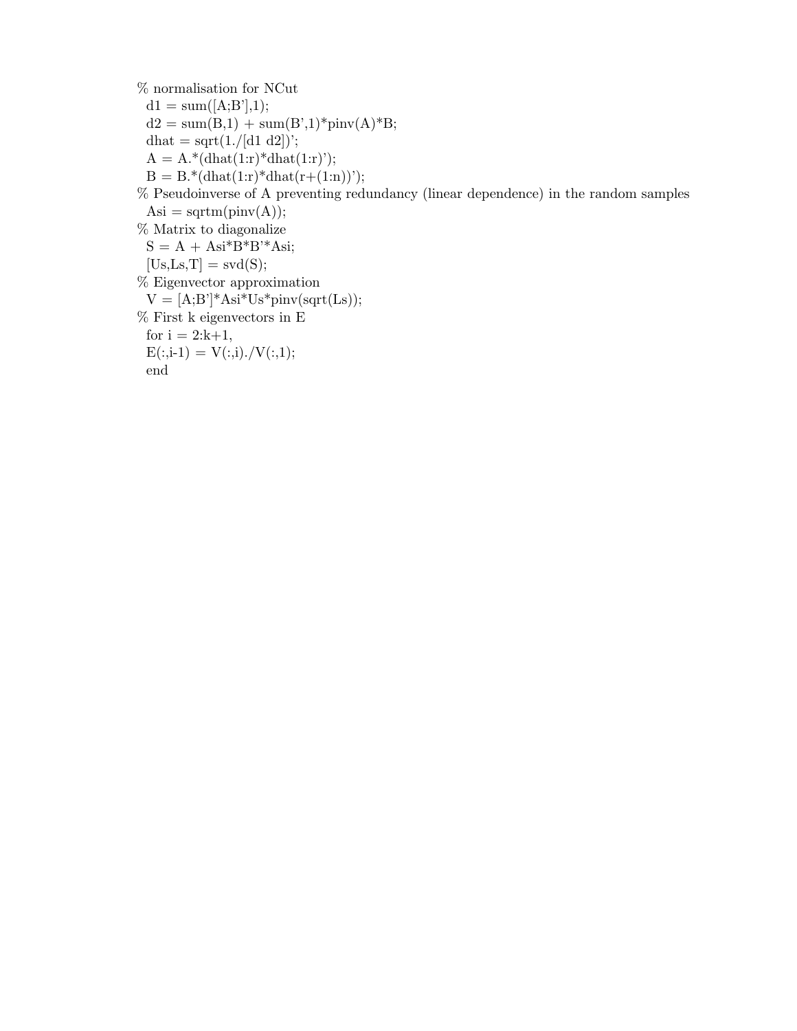```
% normalisation for NCut
  d1 = sum([A;B'],1);
  d2 = sum(B,1) + sum(B',1)*pinv(A)*B;
  dhat = sqrt(1./[d1 d2])';
  A = A.*(dhat(1:r)*dhat(1:r)');
  B = B.*(dhat(1:r)*dhat(r+(1:n))');
% Pseudoinverse of A preventing redundancy (linear dependence) in the random samples
  Asi = sqrtm(pinv(A));
% Matrix to diagonalize
  S = A + Asi*B*B'*Asi;
  [Us,Ls,T] = svd(S);
% Eigenvector approximation
  V = [A;B']*Asi*Us*pinv(sqrt(Ls));
% First k eigenvectors in E
  for i = 2:k+1,
  E(:,i-1) = V(:,i)./V(:,1);
  end
```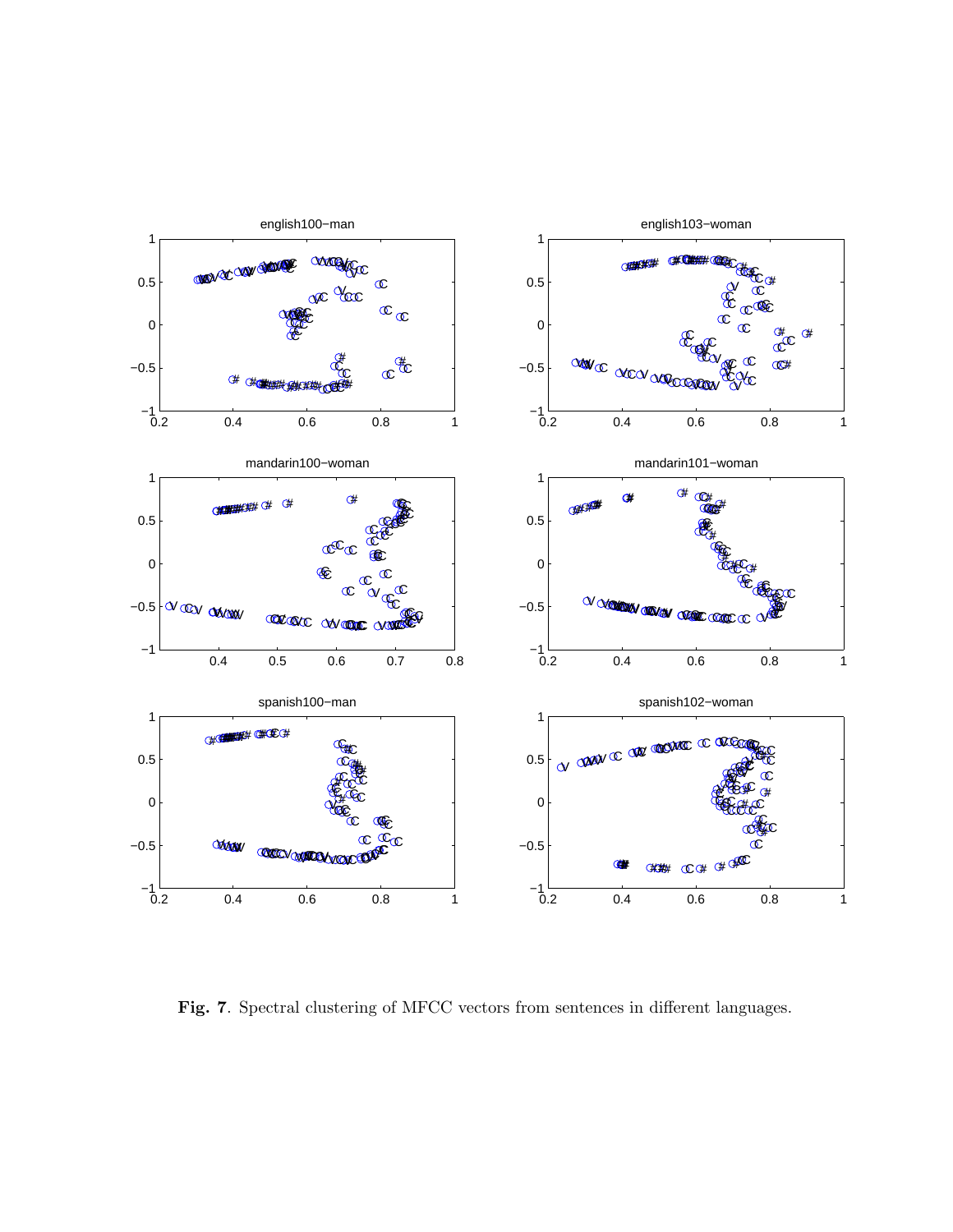english100−man

english103−woman

mandarin100−woman

mandarin101−woman

spanish100−man

spanish102−woman

**Fig. 7**. Spectral clustering of MFCC vectors from sentences in different languages.